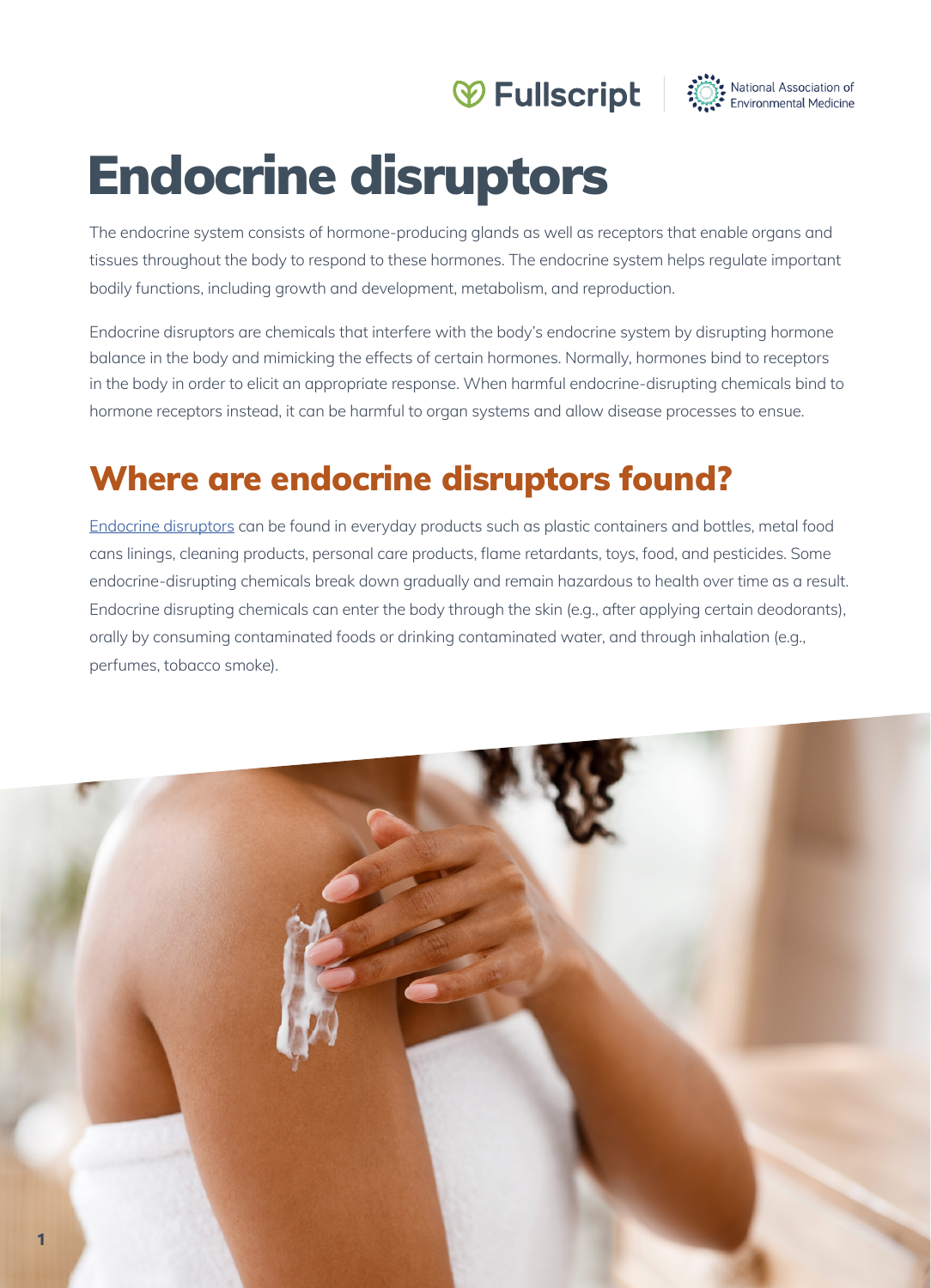# Endocrine disruptors

The endocrine system consists of hormone-producing glands as well as receptors that enable organs and tissues throughout the body to respond to these hormones. The endocrine system helps regulate important bodily functions, including growth and development, metabolism, and reproduction.

Endocrine disruptors are chemicals that interfere with the body's endocrine system by disrupting hormone balance in the body and mimicking the effects of certain hormones. Normally, hormones bind to receptors in the body in order to elicit an appropriate response. When harmful endocrine-disrupting chemicals bind to hormone receptors instead, it can be harmful to organ systems and allow disease processes to ensue.

## Where are endocrine disruptors found?

Endocrine disruptors can be found in everyday products such as plastic containers and bottles, metal food cans linings, cleaning products, personal care products, flame retardants, toys, food, and pesticides. Some endocrine-disrupting chemicals break down gradually and remain hazardous to health over time as a result. Endocrine disrupting chemicals can enter the body through the skin (e.g., after applying certain deodorants), orally by consuming contaminated foods or drinking contaminated water, and through inhalation (e.g., perfumes, tobacco smoke).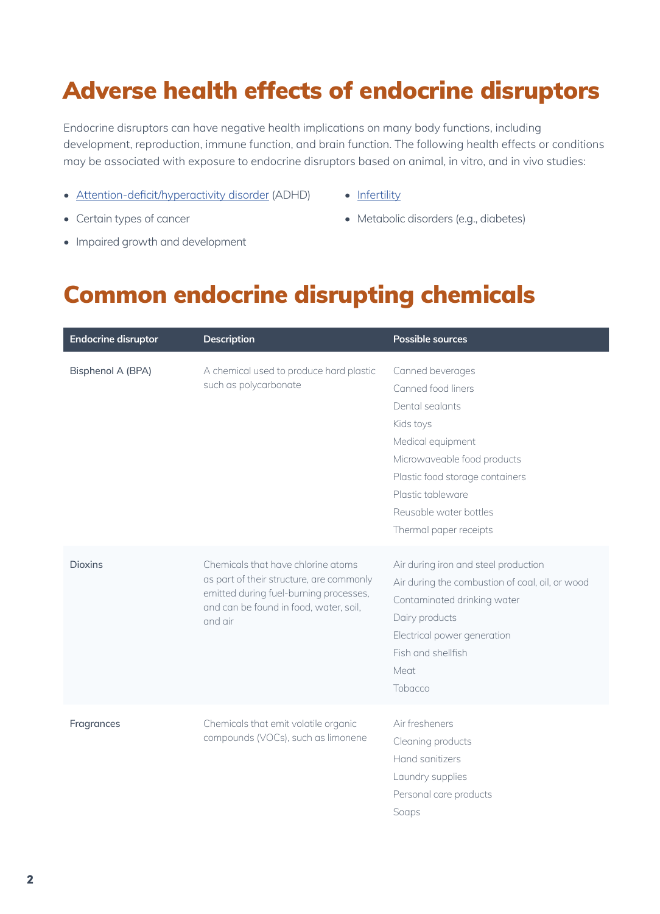# Adverse health effects of endocrine disruptors

Endocrine disruptors can have negative health implications on many body functions, including development, reproduction, immune function, and brain function. The following health effects or conditions may be associated with exposure to endocrine disruptors based on animal, in vitro, and in vivo studies:

- Attention-deficit/hyperactivity disorder (ADHD)
- Certain types of cancer
- Impaired growth and development
- Infertility
- Metabolic disorders (e.g., diabetes)

# Common endocrine disrupting chemicals

| Endocrine disruptor | Description | Possible sources |
|---|---|---|
| Bisphenol A (BPA) | A chemical used to produce hard plastic such as polycarbonate | Canned beverages<br>Canned food liners<br>Dental sealants<br>Kids toys<br>Medical equipment<br>Microwaveable food products<br>Plastic food storage containers<br>Plastic tableware<br>Reusable water bottles<br>Thermal paper receipts |
| Dioxins | Chemicals that have chlorine atoms as part of their structure, are commonly emitted during fuel-burning processes, and can be found in food, water, soil, and air | Air during iron and steel production<br>Air during the combustion of coal, oil, or wood<br>Contaminated drinking water<br>Dairy products<br>Electrical power generation<br>Fish and shellfish<br>Meat<br>Tobacco |
| Fragrances | Chemicals that emit volatile organic compounds (VOCs), such as limonene | Air fresheners<br>Cleaning products<br>Hand sanitizers<br>Laundry supplies<br>Personal care products<br>Soaps |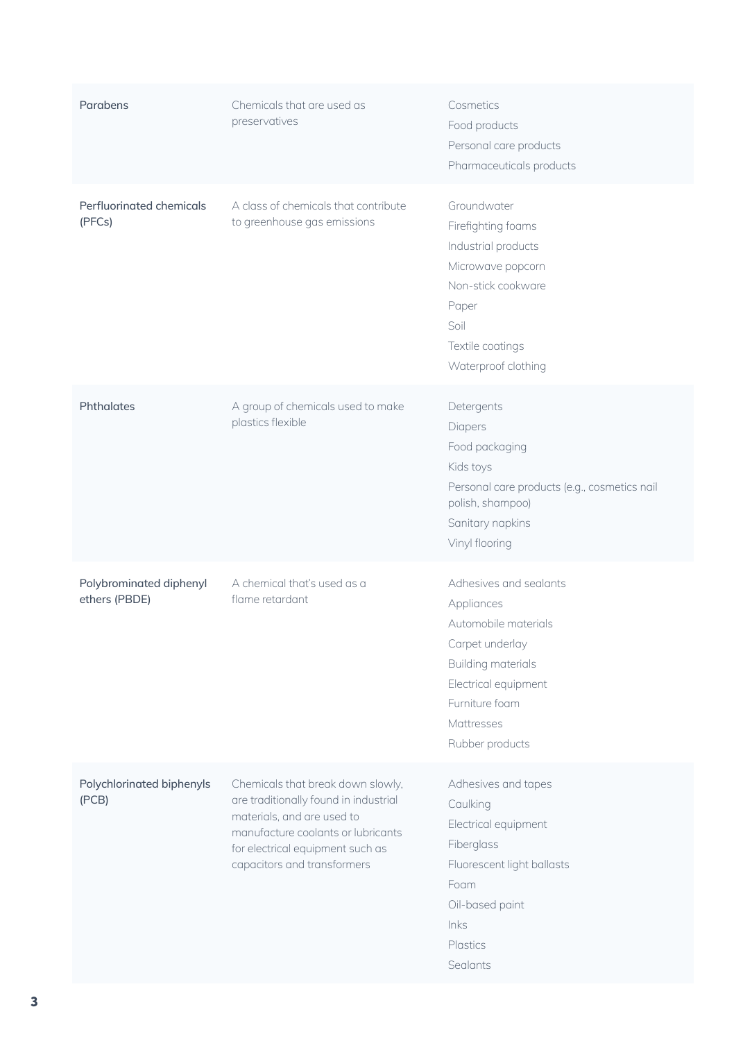| | | |
|---|---|---|
| Parabens | Chemicals that are used as preservatives | Cosmetics<br>Food products<br>Personal care products<br>Pharmaceuticals products |
| Perfluorinated chemicals (PFCs) | A class of chemicals that contribute to greenhouse gas emissions | Groundwater<br>Firefighting foams<br>Industrial products<br>Microwave popcorn<br>Non-stick cookware<br>Paper<br>Soil<br>Textile coatings<br>Waterproof clothing |
| Phthalates | A group of chemicals used to make plastics flexible | Detergents<br>Diapers<br>Food packaging<br>Kids toys<br>Personal care products (e.g., cosmetics nail polish, shampoo)<br>Sanitary napkins<br>Vinyl flooring |
| Polybrominated diphenyl ethers (PBDE) | A chemical that's used as a flame retardant | Adhesives and sealants<br>Appliances<br>Automobile materials<br>Carpet underlay<br>Building materials<br>Electrical equipment<br>Furniture foam<br>Mattresses<br>Rubber products |
| Polychlorinated biphenyls (PCB) | Chemicals that break down slowly, are traditionally found in industrial materials, and are used to manufacture coolants or lubricants for electrical equipment such as capacitors and transformers | Adhesives and tapes<br>Caulking<br>Electrical equipment<br>Fiberglass<br>Fluorescent light ballasts<br>Foam<br>Oil-based paint<br>Inks<br>Plastics<br>Sealants |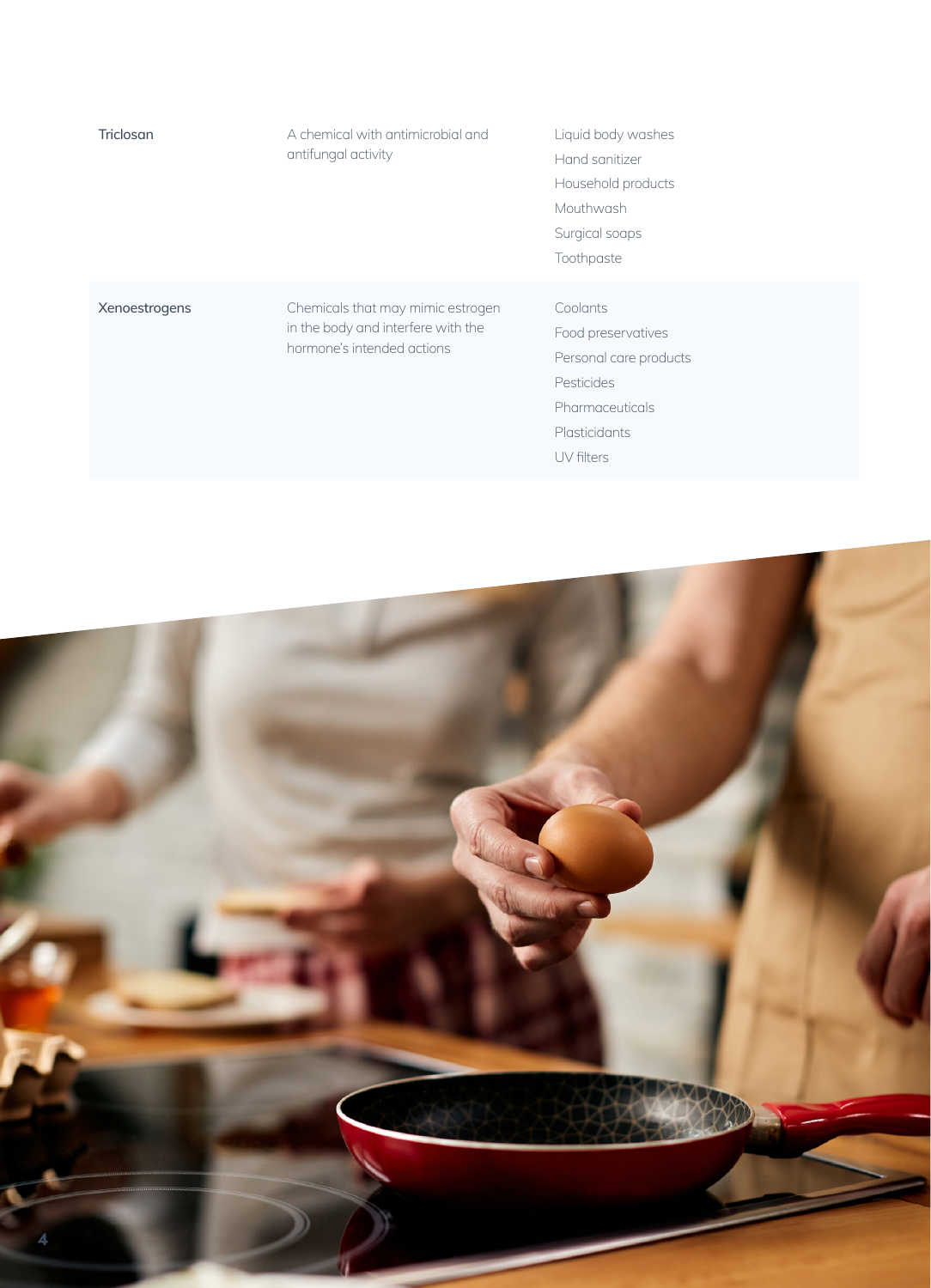| | | |
|---|---|---|
| Triclosan | A chemical with antimicrobial and antifungal activity | Liquid body washes<br>Hand sanitizer<br>Household products<br>Mouthwash<br>Surgical soaps<br>Toothpaste |
| Xenoestrogens | Chemicals that may mimic estrogen in the body and interfere with the hormone's intended actions | Coolants<br>Food preservatives<br>Personal care products<br>Pesticides<br>Pharmaceuticals<br>Plasticidants<br>UV filters |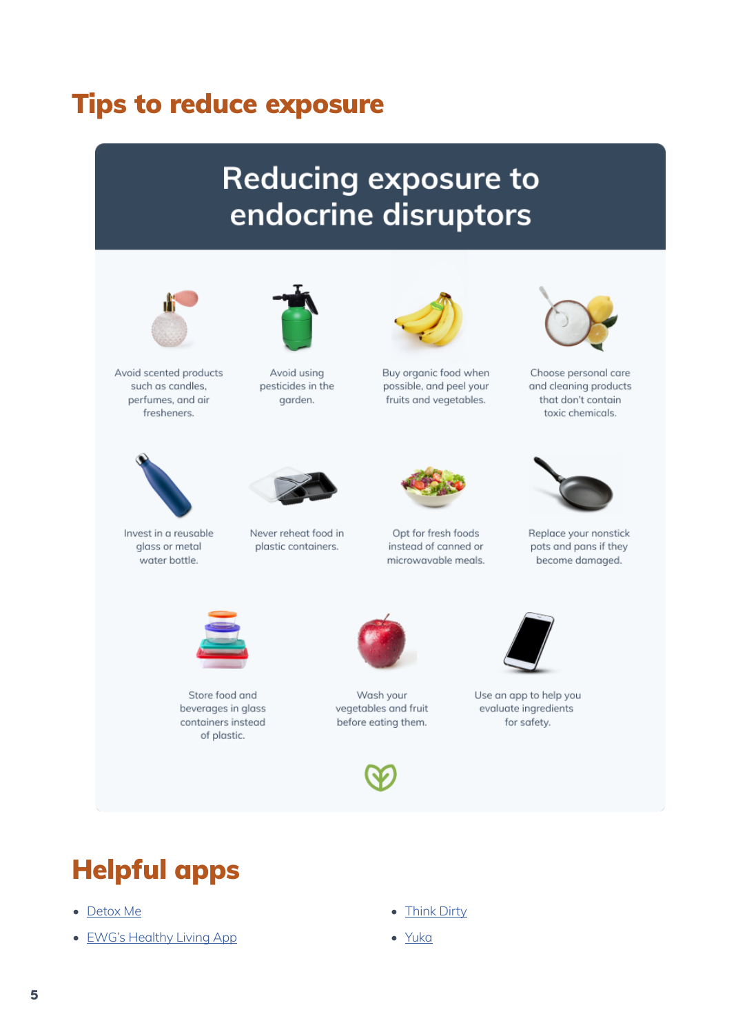## Tips to reduce exposure

### Reducing exposure to endocrine disruptors

- Avoid scented products such as candles, perfumes, and air fresheners.
- Avoid using pesticides in the garden.
- Buy organic food when possible, and peel your fruits and vegetables.
- Choose personal care and cleaning products that don't contain toxic chemicals.
- Invest in a reusable glass or metal water bottle.
- Never reheat food in plastic containers.
- Opt for fresh foods instead of canned or microwavable meals.
- Replace your nonstick pots and pans if they become damaged.
- Store food and beverages in glass containers instead of plastic.
- Wash your vegetables and fruit before eating them.
- Use an app to help you evaluate ingredients for safety.

## Helpful apps

- Detox Me
- EWG's Healthy Living App
- Think Dirty
- Yuka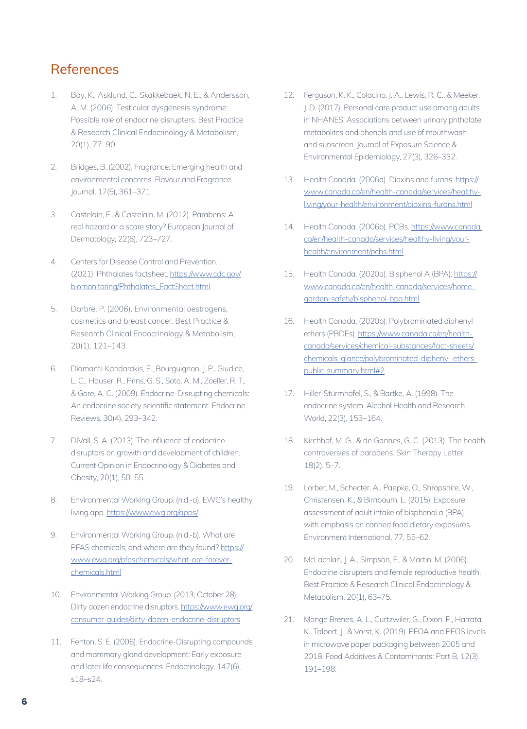## References

1. Bay, K., Asklund, C., Skakkebaek, N. E., & Andersson, A. M. (2006). Testicular dysgenesis syndrome: Possible role of endocrine disrupters. Best Practice & Research Clinical Endocrinology & Metabolism, 20(1), 77–90.

2. Bridges, B. (2002). Fragrance: Emerging health and environmental concerns. Flavour and Fragrance Journal, 17(5), 361–371.

3. Castelain, F., & Castelain, M. (2012). Parabens: A real hazard or a scare story? European Journal of Dermatology, 22(6), 723–727.

4. Centers for Disease Control and Prevention. (2021). Phthalates factsheet. https://www.cdc.gov/biomonitoring/Phthalates_FactSheet.html

5. Darbre, P. (2006). Environmental oestrogens, cosmetics and breast cancer. Best Practice & Research Clinical Endocrinology & Metabolism, 20(1), 121–143.

6. Diamanti-Kandarakis, E., Bourguignon, J. P., Giudice, L. C., Hauser, R., Prins, G. S., Soto, A. M., Zoeller, R. T., & Gore, A. C. (2009). Endocrine-Disrupting chemicals: An endocrine society scientific statement. Endocrine Reviews, 30(4), 293–342.

7. DiVall, S. A. (2013). The influence of endocrine disruptors on growth and development of children. Current Opinion in Endocrinology & Diabetes and Obesity, 20(1), 50–55.

8. Environmental Working Group. (n.d.-a). EWG's healthy living app. https://www.ewg.org/apps/

9. Environmental Working Group. (n.d.-b). What are PFAS chemicals, and where are they found? https://www.ewg.org/pfaschemicals/what-are-forever-chemicals.html

10. Environmental Working Group. (2013, October 28). Dirty dozen endocrine disruptors. https://www.ewg.org/consumer-guides/dirty-dozen-endocrine-disruptors

11. Fenton, S. E. (2006). Endocrine-Disrupting compounds and mammary gland development: Early exposure and later life consequences. Endocrinology, 147(6), s18–s24.

12. Ferguson, K. K., Colacino, J. A., Lewis, R. C., & Meeker, J. D. (2017). Personal care product use among adults in NHANES: Associations between urinary phthalate metabolites and phenols and use of mouthwash and sunscreen. Journal of Exposure Science & Environmental Epidemiology, 27(3), 326–332.

13. Health Canada. (2006a). Dioxins and furans. https://www.canada.ca/en/health-canada/services/healthy-living/your-health/environment/dioxins-furans.html

14. Health Canada. (2006b). PCBs. https://www.canada.ca/en/health-canada/services/healthy-living/your-health/environment/pcbs.html

15. Health Canada. (2020a). Bisphenol A (BPA). https://www.canada.ca/en/health-canada/services/home-garden-safety/bisphenol-bpa.html

16. Health Canada. (2020b). Polybrominated diphenyl ethers (PBDEs). https://www.canada.ca/en/health-canada/services/chemical-substances/fact-sheets/chemicals-glance/polybrominated-diphenyl-ethers-public-summary.html#2

17. Hiller-Sturmhöfel, S., & Bartke, A. (1998). The endocrine system. Alcohol Health and Research World, 22(3), 153–164.

18. Kirchhof, M. G., & de Gannes, G. C. (2013). The health controversies of parabens. Skin Therapy Letter, 18(2), 5–7.

19. Lorber, M., Schecter, A., Paepke, O., Shropshire, W., Christensen, K., & Birnbaum, L. (2015). Exposure assessment of adult intake of bisphenol a (BPA) with emphasis on canned food dietary exposures. Environment International, 77, 55–62.

20. McLachlan, J. A., Simpson, E., & Martin, M. (2006). Endocrine disrupters and female reproductive health. Best Practice & Research Clinical Endocrinology & Metabolism, 20(1), 63–75.

21. Monge Brenes, A. L., Curtzwiler, G., Dixon, P., Harrata, K., Talbert, J., & Vorst, K. (2019). PFOA and PFOS levels in microwave paper packaging between 2005 and 2018. Food Additives & Contaminants: Part B, 12(3), 191–198.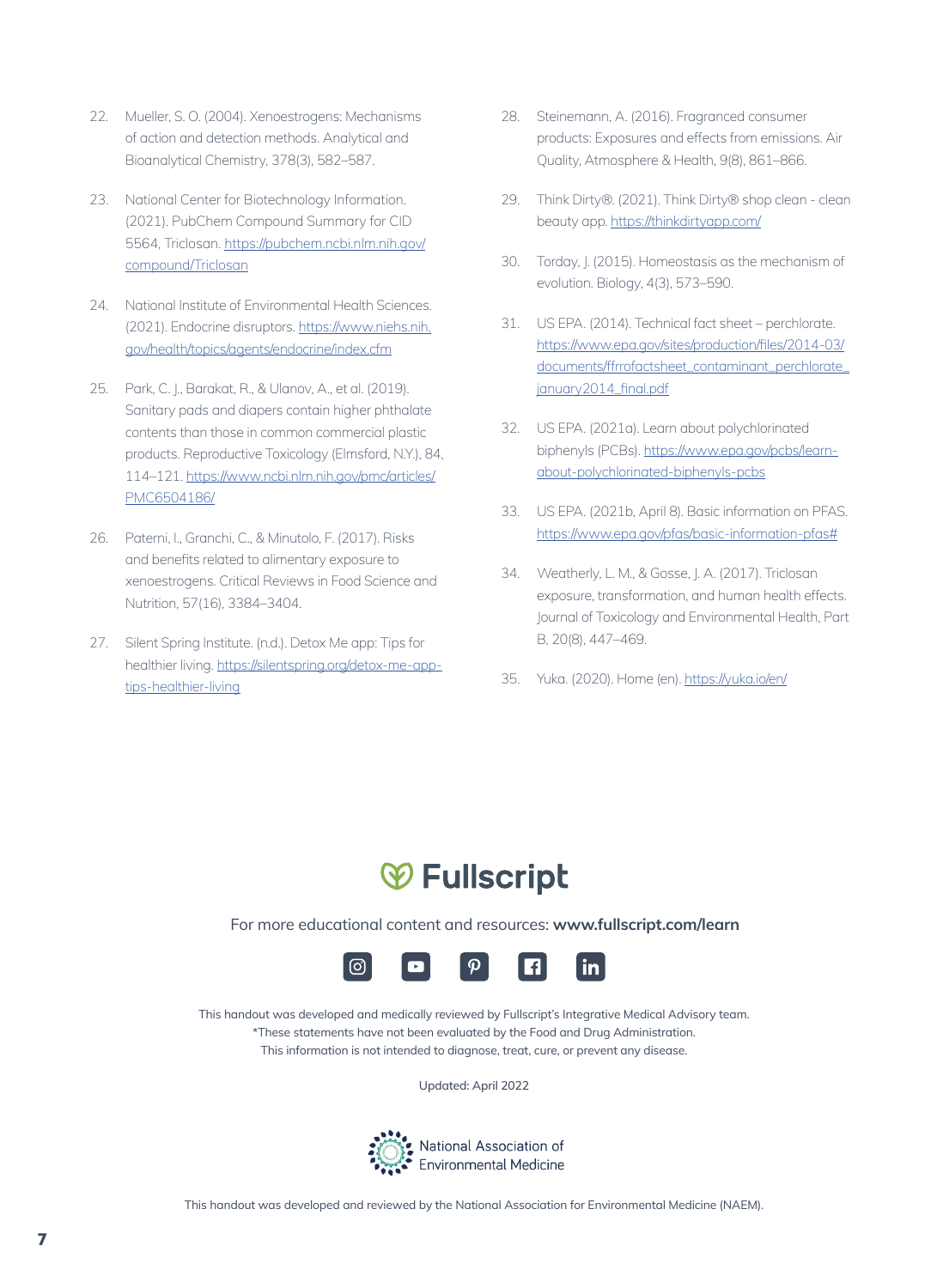22. Mueller, S. O. (2004). Xenoestrogens: Mechanisms of action and detection methods. Analytical and Bioanalytical Chemistry, 378(3), 582–587.
23. National Center for Biotechnology Information. (2021). PubChem Compound Summary for CID 5564, Triclosan. https://pubchem.ncbi.nlm.nih.gov/compound/Triclosan
24. National Institute of Environmental Health Sciences. (2021). Endocrine disruptors. https://www.niehs.nih.gov/health/topics/agents/endocrine/index.cfm
25. Park, C. J., Barakat, R., & Ulanov, A., et al. (2019). Sanitary pads and diapers contain higher phthalate contents than those in common commercial plastic products. Reproductive Toxicology (Elmsford, N.Y.), 84, 114–121. https://www.ncbi.nlm.nih.gov/pmc/articles/PMC6504186/
26. Paterni, I., Granchi, C., & Minutolo, F. (2017). Risks and benefits related to alimentary exposure to xenoestrogens. Critical Reviews in Food Science and Nutrition, 57(16), 3384–3404.
27. Silent Spring Institute. (n.d.). Detox Me app: Tips for healthier living. https://silentspring.org/detox-me-app-tips-healthier-living
28. Steinemann, A. (2016). Fragranced consumer products: Exposures and effects from emissions. Air Quality, Atmosphere & Health, 9(8), 861–866.
29. Think Dirty®. (2021). Think Dirty® shop clean - clean beauty app. https://thinkdirtyapp.com/
30. Torday, J. (2015). Homeostasis as the mechanism of evolution. Biology, 4(3), 573–590.
31. US EPA. (2014). Technical fact sheet – perchlorate. https://www.epa.gov/sites/production/files/2014-03/documents/ffrrofactsheet_contaminant_perchlorate_january2014_final.pdf
32. US EPA. (2021a). Learn about polychlorinated biphenyls (PCBs). https://www.epa.gov/pcbs/learn-about-polychlorinated-biphenyls-pcbs
33. US EPA. (2021b, April 8). Basic information on PFAS. https://www.epa.gov/pfas/basic-information-pfas#
34. Weatherly, L. M., & Gosse, J. A. (2017). Triclosan exposure, transformation, and human health effects. Journal of Toxicology and Environmental Health, Part B, 20(8), 447–469.
35. Yuka. (2020). Home (en). https://yuka.io/en/

**Fullscript**

For more educational content and resources: **www.fullscript.com/learn**

This handout was developed and medically reviewed by Fullscript's Integrative Medical Advisory team.
*These statements have not been evaluated by the Food and Drug Administration.
This information is not intended to diagnose, treat, cure, or prevent any disease.

Updated: April 2022

National Association of Environmental Medicine

This handout was developed and reviewed by the National Association for Environmental Medicine (NAEM).